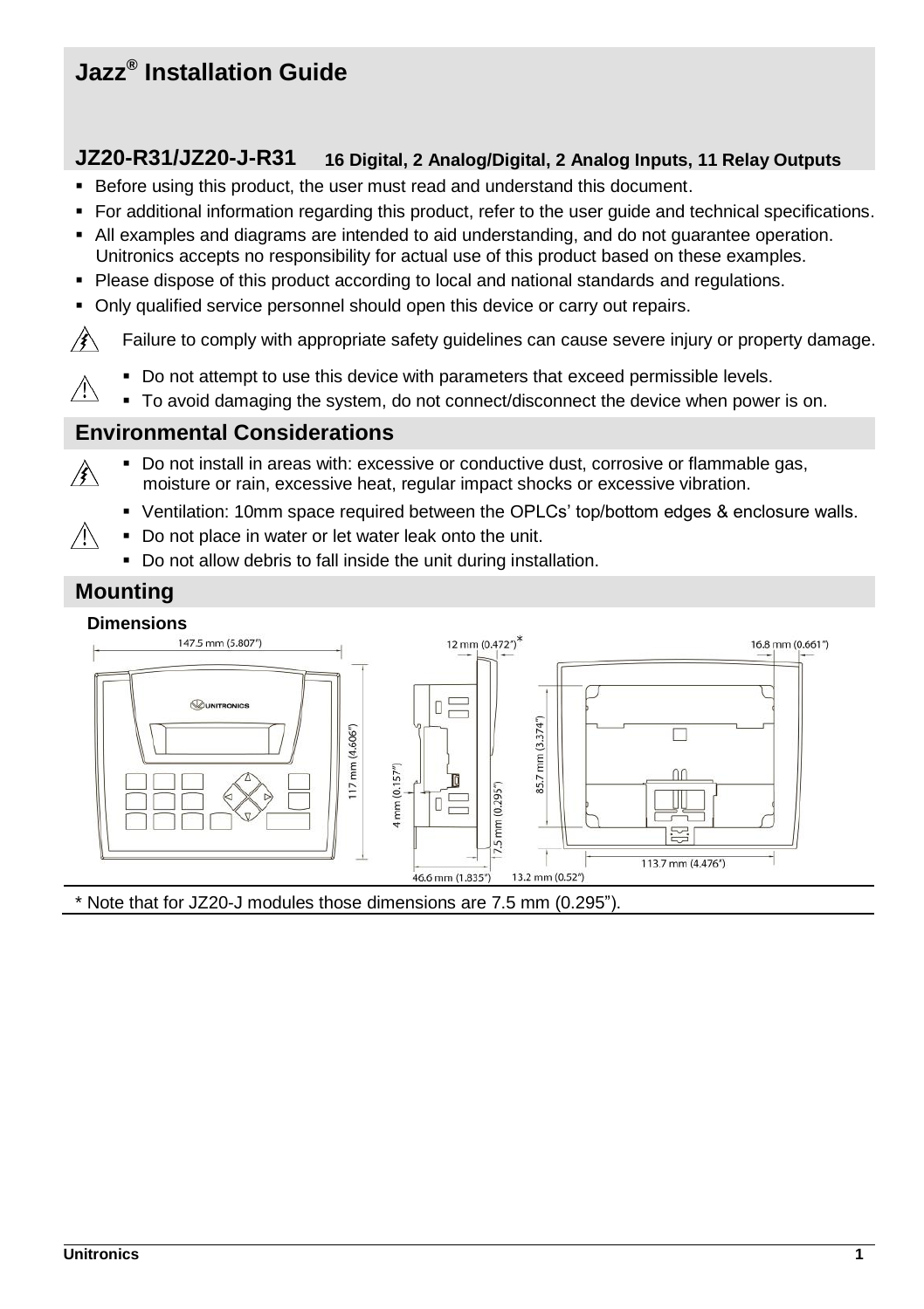# Jazz® Installation Guide

## JZ20-R31/JZ20-J-R31 16 Digital, 2 Analog/Digital, 2 Analog Inputs, 11 Relay Outputs

- Before using this product, the user must read and understand this document.
- For additional information regarding this product, refer to the user guide and technical specifications.
- All examples and diagrams are intended to aid understanding, and do not guarantee operation. Unitronics accepts no responsibility for actual use of this product based on these examples.
- Please dispose of this product according to local and national standards and regulations.
- Only qualified service personnel should open this device or carry out repairs.

Failure to comply with appropriate safety guidelines can cause severe injury or property damage.

- Do not attempt to use this device with parameters that exceed permissible levels.
- To avoid damaging the system, do not connect/disconnect the device when power is on.

## Environmental Considerations

- Do not install in areas with: excessive or conductive dust, corrosive or flammable gas, moisture or rain, excessive heat, regular impact shocks or excessive vibration.
- Ventilation: 10mm space required between the OPLCs' top/bottom edges & enclosure walls.
- Do not place in water or let water leak onto the unit.
- Do not allow debris to fall inside the unit during installation.

## Mounting

### Dimensions

147.5 mm (5.807")

117 mm (4.606")

12 mm (0.472")*

4 mm (0.157")

7.5 mm (0.295")

46.6 mm (1.835")

13.2 mm (0.52")

16.8 mm (0.661")

85.7 mm (3.374")

113.7 mm (4.476")

\* Note that for JZ20-J modules those dimensions are 7.5 mm (0.295").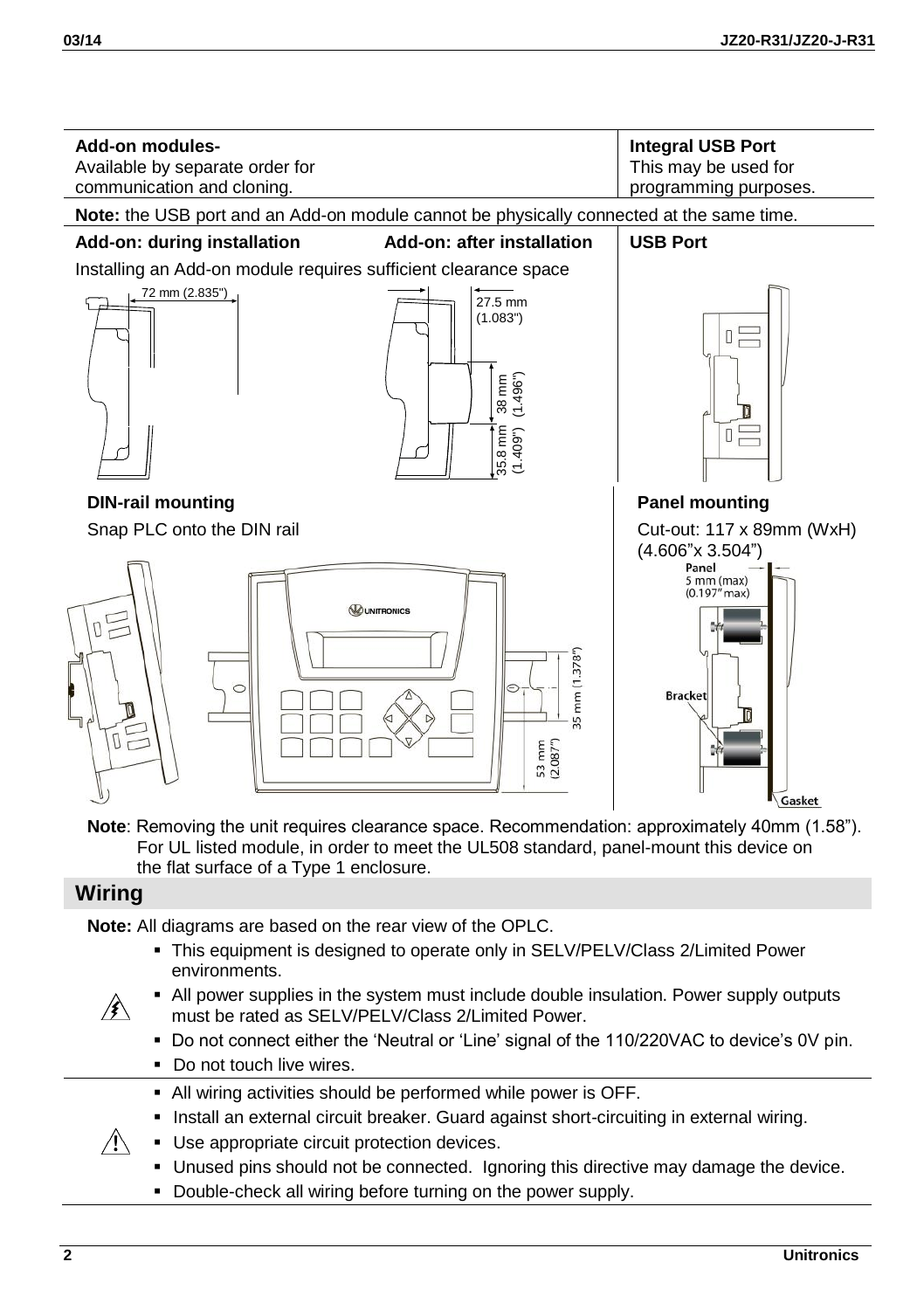| Add-on modules- | Integral USB Port |
|---|---|
| Available by separate order for communication and cloning. | This may be used for programming purposes. |

**Note:** the USB port and an Add-on module cannot be physically connected at the same time.

**Add-on: during installation** | **Add-on: after installation** | **USB Port**

Installing an Add-on module requires sufficient clearance space

72 mm (2.835")

27.5 mm (1.083")

38 mm (1.496")

35.8 mm (1.409")

**DIN-rail mounting**

Snap PLC onto the DIN rail

35 mm (1.378")

53 mm (2.087")

**Panel mounting**

Cut-out: 117 x 89mm (WxH) (4.606"x 3.504")

Panel 5 mm (max) (0.197" max)

Bracket

Gasket

**Note**: Removing the unit requires clearance space. Recommendation: approximately 40mm (1.58"). For UL listed module, in order to meet the UL508 standard, panel-mount this device on the flat surface of a Type 1 enclosure.

## Wiring

**Note:** All diagrams are based on the rear view of the OPLC.

- This equipment is designed to operate only in SELV/PELV/Class 2/Limited Power environments.
- All power supplies in the system must include double insulation. Power supply outputs must be rated as SELV/PELV/Class 2/Limited Power.
- Do not connect either the 'Neutral or 'Line' signal of the 110/220VAC to device's 0V pin.
- Do not touch live wires.

- All wiring activities should be performed while power is OFF.
- Install an external circuit breaker. Guard against short-circuiting in external wiring.
- Use appropriate circuit protection devices.
- Unused pins should not be connected. Ignoring this directive may damage the device.
- Double-check all wiring before turning on the power supply.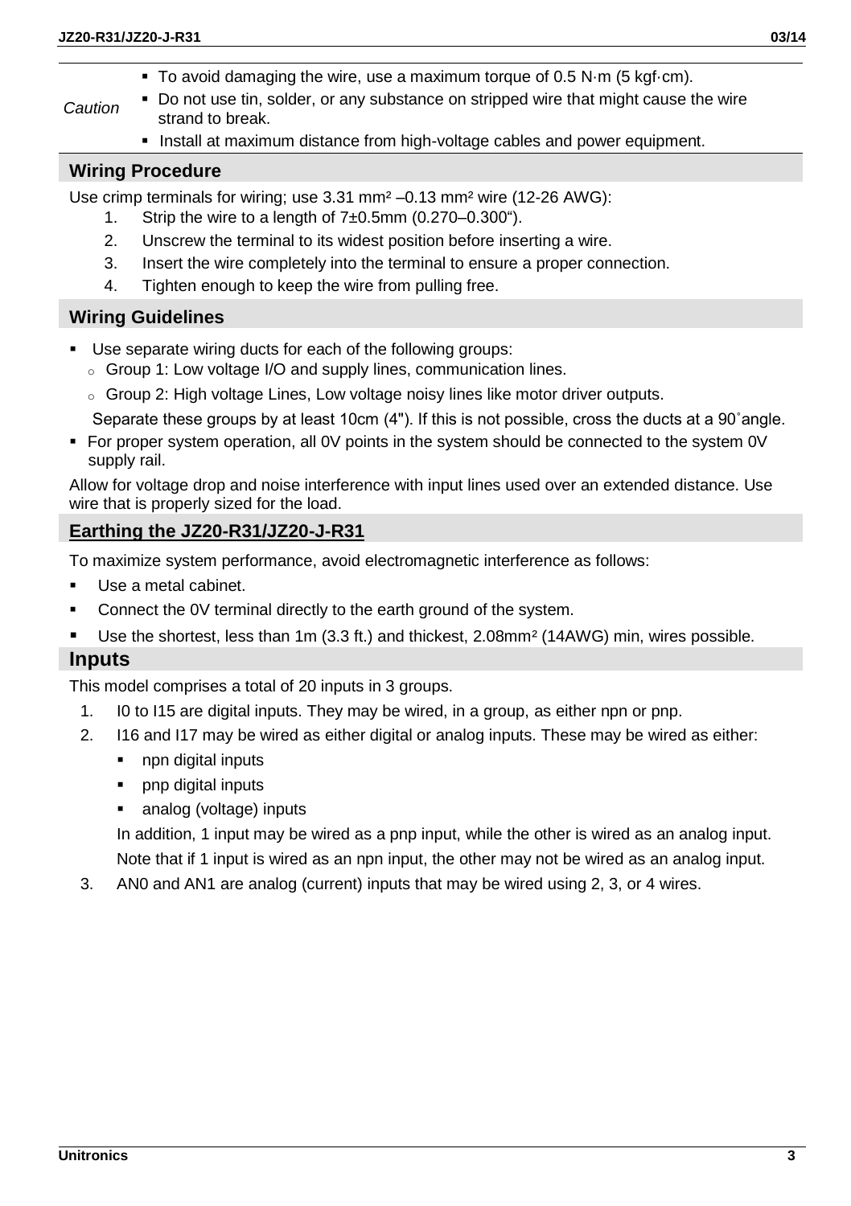| *Caution* | ▪ To avoid damaging the wire, use a maximum torque of 0.5 N·m (5 kgf·cm).<br>▪ Do not use tin, solder, or any substance on stripped wire that might cause the wire strand to break.<br>▪ Install at maximum distance from high-voltage cables and power equipment. |
|---|---|

## Wiring Procedure

Use crimp terminals for wiring; use 3.31 mm² –0.13 mm² wire (12-26 AWG):

1. Strip the wire to a length of 7±0.5mm (0.270–0.300").
2. Unscrew the terminal to its widest position before inserting a wire.
3. Insert the wire completely into the terminal to ensure a proper connection.
4. Tighten enough to keep the wire from pulling free.

## Wiring Guidelines

- Use separate wiring ducts for each of the following groups:
  - Group 1: Low voltage I/O and supply lines, communication lines.
  - Group 2: High voltage Lines, Low voltage noisy lines like motor driver outputs.

  Separate these groups by at least 10cm (4"). If this is not possible, cross the ducts at a 90˚angle.
- For proper system operation, all 0V points in the system should be connected to the system 0V supply rail.

Allow for voltage drop and noise interference with input lines used over an extended distance. Use wire that is properly sized for the load.

## Earthing the JZ20-R31/JZ20-J-R31

To maximize system performance, avoid electromagnetic interference as follows:

- Use a metal cabinet.
- Connect the 0V terminal directly to the earth ground of the system.
- Use the shortest, less than 1m (3.3 ft.) and thickest, 2.08mm² (14AWG) min, wires possible.

## Inputs

This model comprises a total of 20 inputs in 3 groups.

1. I0 to I15 are digital inputs. They may be wired, in a group, as either npn or pnp.
2. I16 and I17 may be wired as either digital or analog inputs. These may be wired as either:
   - npn digital inputs
   - pnp digital inputs
   - analog (voltage) inputs

   In addition, 1 input may be wired as a pnp input, while the other is wired as an analog input.
   Note that if 1 input is wired as an npn input, the other may not be wired as an analog input.
3. AN0 and AN1 are analog (current) inputs that may be wired using 2, 3, or 4 wires.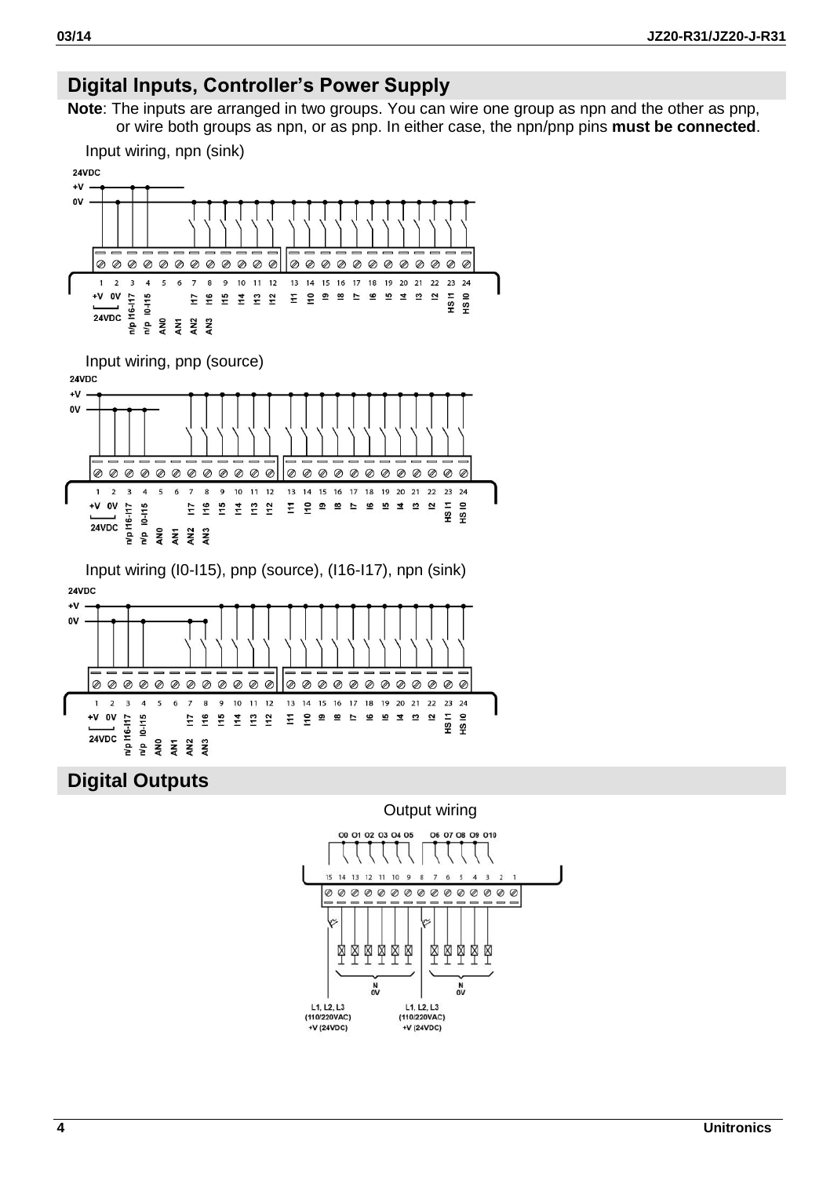## Digital Inputs, Controller's Power Supply

**Note**: The inputs are arranged in two groups. You can wire one group as npn and the other as pnp, or wire both groups as npn, or as pnp. In either case, the npn/pnp pins **must be connected**.

Input wiring, npn (sink)

Input wiring, pnp (source)

Input wiring (I0-I15), pnp (source), (I16-I17), npn (sink)

## Digital Outputs

Output wiring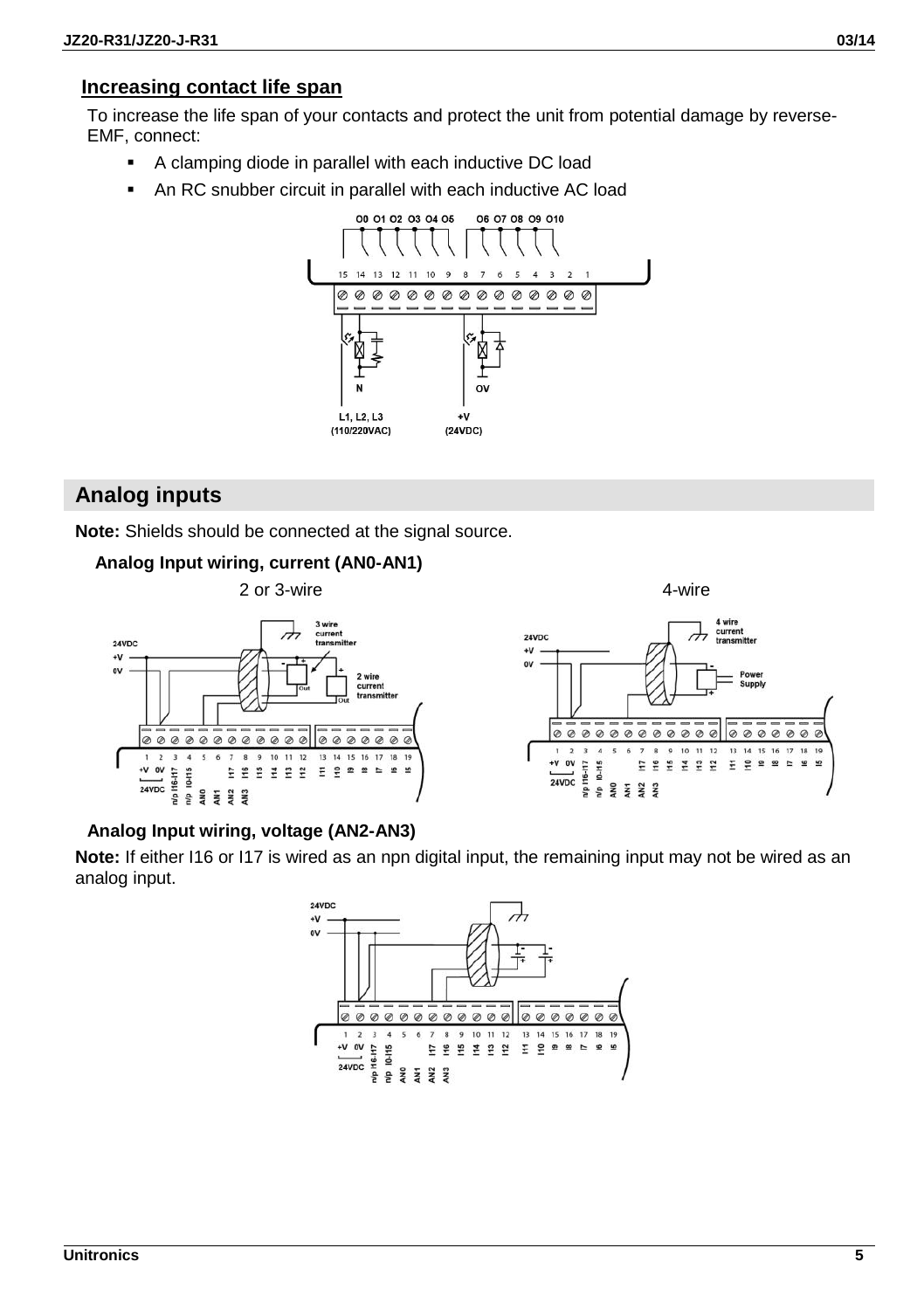### Increasing contact life span

To increase the life span of your contacts and protect the unit from potential damage by reverse-EMF, connect:

- A clamping diode in parallel with each inductive DC load
- An RC snubber circuit in parallel with each inductive AC load

## Analog inputs

**Note:** Shields should be connected at the signal source.

### Analog Input wiring, current (AN0-AN1)

2 or 3-wire

4-wire

### Analog Input wiring, voltage (AN2-AN3)

**Note:** If either I16 or I17 is wired as an npn digital input, the remaining input may not be wired as an analog input.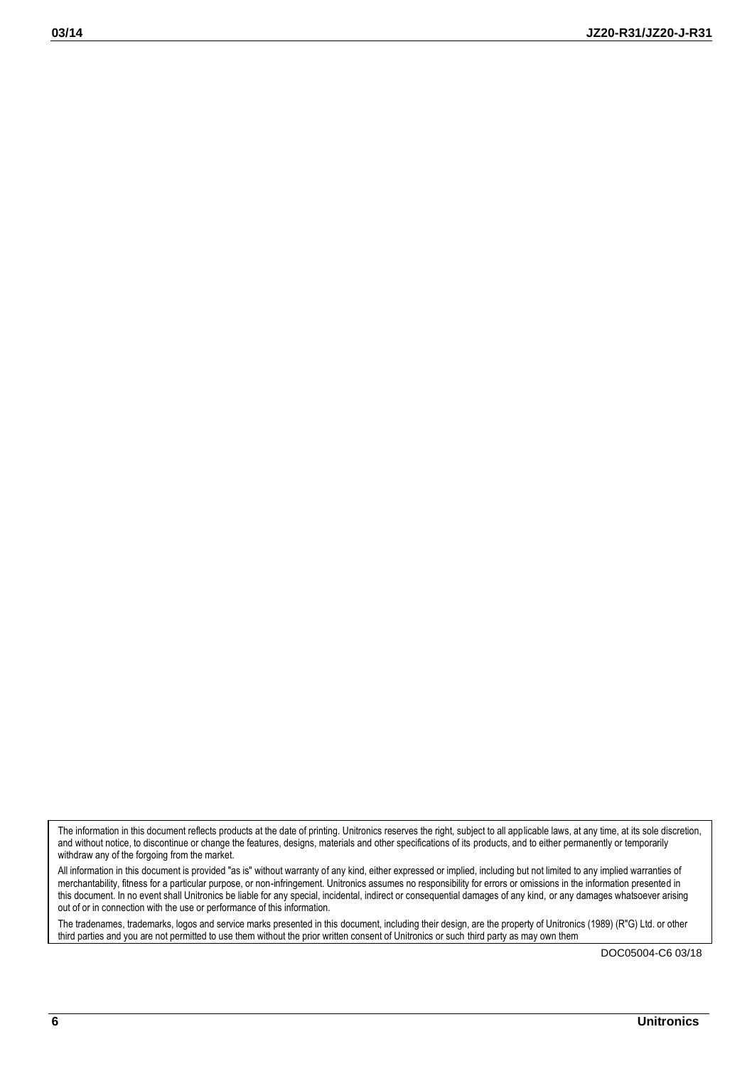The information in this document reflects products at the date of printing. Unitronics reserves the right, subject to all applicable laws, at any time, at its sole discretion, and without notice, to discontinue or change the features, designs, materials and other specifications of its products, and to either permanently or temporarily withdraw any of the forgoing from the market.

All information in this document is provided "as is" without warranty of any kind, either expressed or implied, including but not limited to any implied warranties of merchantability, fitness for a particular purpose, or non-infringement. Unitronics assumes no responsibility for errors or omissions in the information presented in this document. In no event shall Unitronics be liable for any special, incidental, indirect or consequential damages of any kind, or any damages whatsoever arising out of or in connection with the use or performance of this information.

The tradenames, trademarks, logos and service marks presented in this document, including their design, are the property of Unitronics (1989) (R"G) Ltd. or other third parties and you are not permitted to use them without the prior written consent of Unitronics or such third party as may own them

DOC05004-C6 03/18